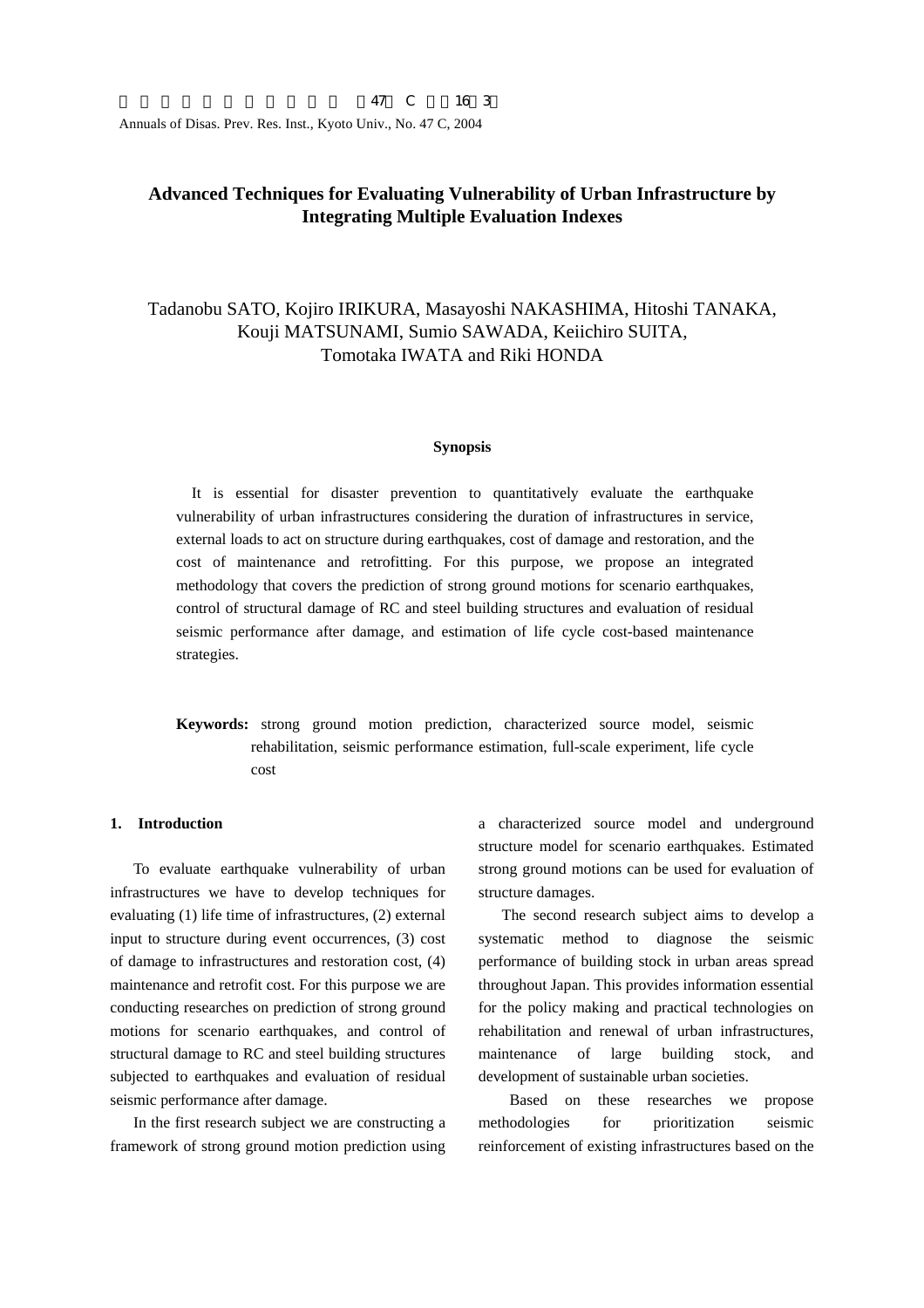# Advanced Techniques for Evaluating Vulnerability of Urban Infrastructure by Integrating Multiple Evaluation Indexes

Tadanobu SATO, Kojiro IRIKURA, Masayoshi NAKASHIMA, Hitoshi TANAKA, Kouji MATSUNAMI, Sumio SAWADA, Keiichiro SUITA, Tomotaka IWATA and Riki HONDA

### Synopsis

It is essential for disaster prevention to quantitatively evaluate the earthquake vulnerability of urban infrastructures considering the duration of infrastructures in service, external loads to act on structure during earthquakes, cost of damage and restoration, and the cost of maintenance and retrofitting. For this purpose, we propose an integrated methodology that covers the prediction of strong ground motions for scenario earthquakes, control of structural damage of RC and steel building structures and evaluation of residual seismic performance after damage, and estimation of life cycle cost-based maintenance strategies.

**Keywords:** strong ground motion prediction, characterized source model, seismic rehabilitation, seismic performance estimation, full-scale experiment, life cycle cost

## 1. Introduction

To evaluate earthquake vulnerability of urban infrastructures we have to develop techniques for evaluating (1) life time of infrastructures, (2) external input to structure during event occurrences, (3) cost of damage to infrastructures and restoration cost, (4) maintenance and retrofit cost. For this purpose we are conducting researches on prediction of strong ground motions for scenario earthquakes, and control of structural damage to RC and steel building structures subjected to earthquakes and evaluation of residual seismic performance after damage.

In the first research subject we are constructing a framework of strong ground motion prediction using a characterized source model and underground structure model for scenario earthquakes. Estimated strong ground motions can be used for evaluation of structure damages.

The second research subject aims to develop a systematic method to diagnose the seismic performance of building stock in urban areas spread throughout Japan. This provides information essential for the policy making and practical technologies on rehabilitation and renewal of urban infrastructures, maintenance of large building stock, and development of sustainable urban societies.

Based on these researches we propose methodologies for prioritization seismic reinforcement of existing infrastructures based on the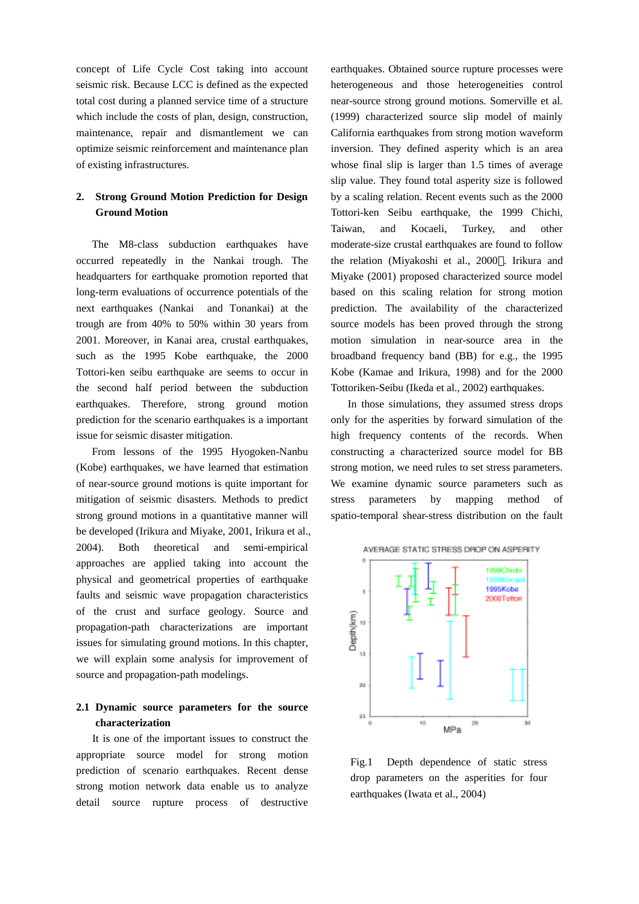concept of Life Cycle Cost taking into account seismic risk. Because LCC is defined as the expected total cost during a planned service time of a structure which include the costs of plan, design, construction, maintenance, repair and dismantlement we can optimize seismic reinforcement and maintenance plan of existing infrastructures.

## 2. Strong Ground Motion Prediction for Design Ground Motion

The M8-class subduction earthquakes have occurred repeatedly in the Nankai trough. The headquarters for earthquake promotion reported that long-term evaluations of occurrence potentials of the next earthquakes (Nankai and Tonankai) at the trough are from 40% to 50% within 30 years from 2001. Moreover, in Kanai area, crustal earthquakes, such as the 1995 Kobe earthquake, the 2000 Tottori-ken seibu earthquake are seems to occur in the second half period between the subduction earthquakes. Therefore, strong ground motion prediction for the scenario earthquakes is a important issue for seismic disaster mitigation.

From lessons of the 1995 Hyogoken-Nanbu (Kobe) earthquakes, we have learned that estimation of near-source ground motions is quite important for mitigation of seismic disasters. Methods to predict strong ground motions in a quantitative manner will be developed (Irikura and Miyake, 2001, Irikura et al., 2004). Both theoretical and semi-empirical approaches are applied taking into account the physical and geometrical properties of earthquake faults and seismic wave propagation characteristics of the crust and surface geology. Source and propagation-path characterizations are important issues for simulating ground motions. In this chapter, we will explain some analysis for improvement of source and propagation-path modelings.

### 2.1 Dynamic source parameters for the source characterization

It is one of the important issues to construct the appropriate source model for strong motion prediction of scenario earthquakes. Recent dense strong motion network data enable us to analyze detail source rupture process of destructive earthquakes. Obtained source rupture processes were heterogeneous and those heterogeneities control near-source strong ground motions. Somerville et al. (1999) characterized source slip model of mainly California earthquakes from strong motion waveform inversion. They defined asperity which is an area whose final slip is larger than 1.5 times of average slip value. They found total asperity size is followed by a scaling relation. Recent events such as the 2000 Tottori-ken Seibu earthquake, the 1999 Chichi, Taiwan, and Kocaeli, Turkey, and other moderate-size crustal earthquakes are found to follow the relation (Miyakoshi et al., 2000). Irikura and Miyake (2001) proposed characterized source model based on this scaling relation for strong motion prediction. The availability of the characterized source models has been proved through the strong motion simulation in near-source area in the broadband frequency band (BB) for e.g., the 1995 Kobe (Kamae and Irikura, 1998) and for the 2000 Tottoriken-Seibu (Ikeda et al., 2002) earthquakes.

In those simulations, they assumed stress drops only for the asperities by forward simulation of the high frequency contents of the records. When constructing a characterized source model for BB strong motion, we need rules to set stress parameters. We examine dynamic source parameters such as stress parameters by mapping method of spatio-temporal shear-stress distribution on the fault

Fig.1 Depth dependence of static stress drop parameters on the asperities for four earthquakes (Iwata et al., 2004)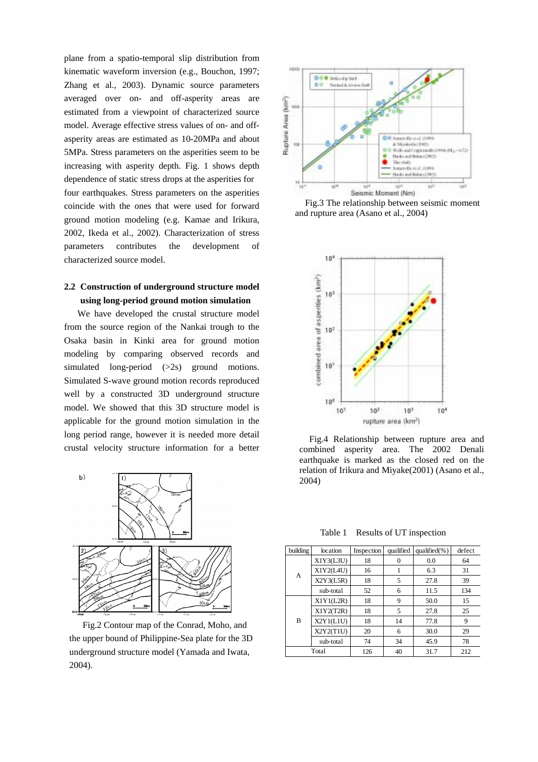plane from a spatio-temporal slip distribution from kinematic waveform inversion (e.g., Bouchon, 1997; Zhang et al., 2003). Dynamic source parameters averaged over on- and off-asperity areas are estimated from a viewpoint of characterized source model. Average effective stress values of on- and off-asperity areas are estimated as 10-20MPa and about 5MPa. Stress parameters on the asperities seem to be increasing with asperity depth. Fig. 1 shows depth dependence of static stress drops at the asperities for four earthquakes. Stress parameters on the asperities coincide with the ones that were used for forward ground motion modeling (e.g. Kamae and Irikura, 2002, Ikeda et al., 2002). Characterization of stress parameters contributes the development of characterized source model.

### 2.2 Construction of underground structure model using long-period ground motion simulation

We have developed the crustal structure model from the source region of the Nankai trough to the Osaka basin in Kinki area for ground motion modeling by comparing observed records and simulated long-period (>2s) ground motions. Simulated S-wave ground motion records reproduced well by a constructed 3D underground structure model. We showed that this 3D structure model is applicable for the ground motion simulation in the long period range, however it is needed more detail crustal velocity structure information for a better

Fig.2 Contour map of the Conrad, Moho, and the upper bound of Philippine-Sea plate for the 3D underground structure model (Yamada and Iwata, 2004).

Fig.3 The relationship between seismic moment and rupture area (Asano et al., 2004)

Fig.4 Relationship between rupture area and combined asperity area. The 2002 Denali earthquake is marked as the closed red on the relation of Irikura and Miyake(2001) (Asano et al., 2004)

Table 1 Results of UT inspection

| building | location | Inspection | qualified | qualified(%) | defect |
|---|---|---|---|---|---|
| A | X1Y3(L3U) | 18 | 0 | 0.0 | 64 |
| | X1Y2(L4U) | 16 | 1 | 6.3 | 31 |
| | X2Y3(L5R) | 18 | 5 | 27.8 | 39 |
| | sub-total | 52 | 6 | 11.5 | 134 |
| B | X1Y1(L2R) | 18 | 9 | 50.0 | 15 |
| | X1Y2(T2R) | 18 | 5 | 27.8 | 25 |
| | X2Y1(L1U) | 18 | 14 | 77.8 | 9 |
| | X2Y2(T1U) | 20 | 6 | 30.0 | 29 |
| | sub-total | 74 | 34 | 45.9 | 78 |
| Total | | 126 | 40 | 31.7 | 212 |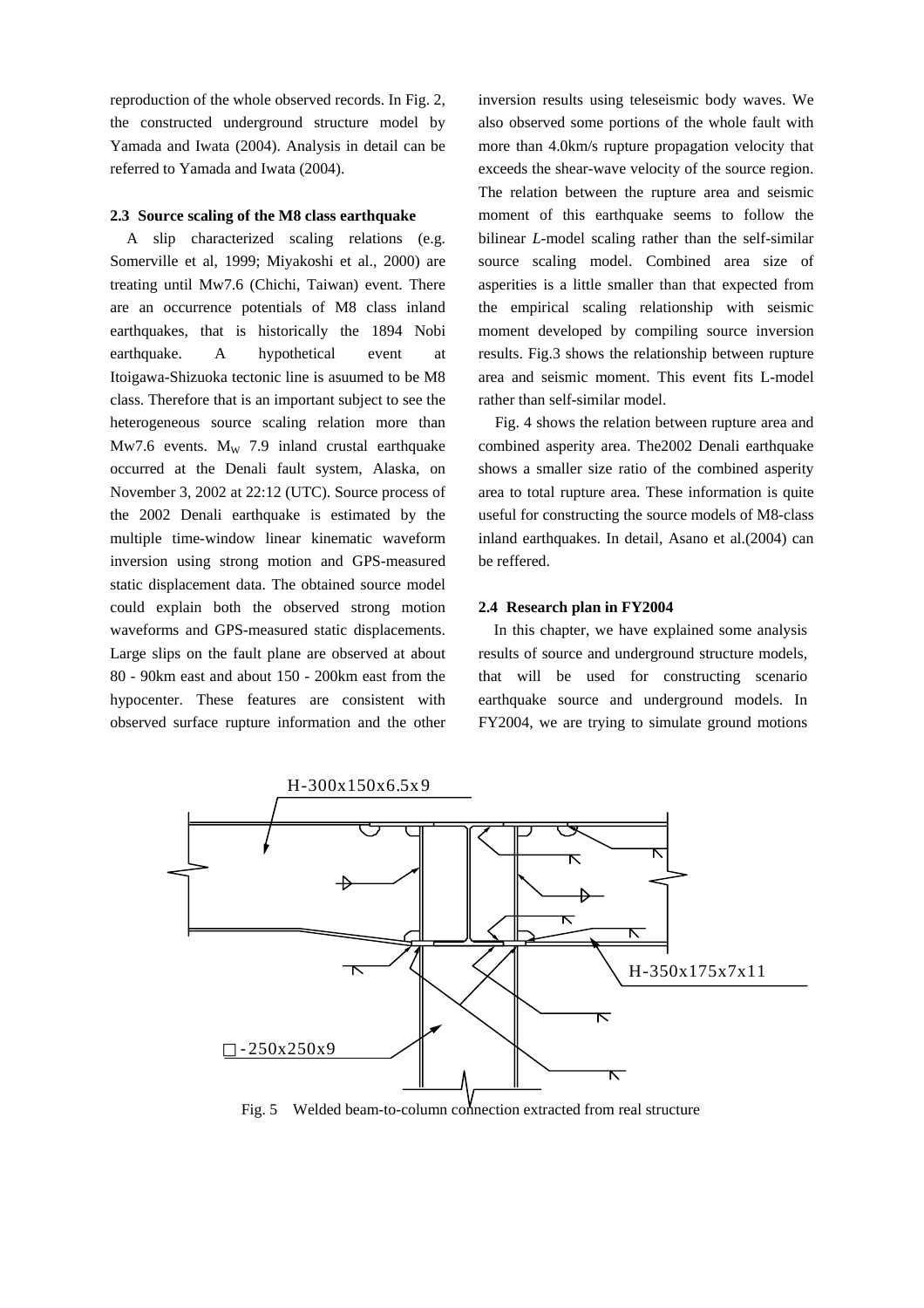reproduction of the whole observed records. In Fig. 2, the constructed underground structure model by Yamada and Iwata (2004). Analysis in detail can be referred to Yamada and Iwata (2004).

### 2.3 Source scaling of the M8 class earthquake

A slip characterized scaling relations (e.g. Somerville et al, 1999; Miyakoshi et al., 2000) are treating until Mw7.6 (Chichi, Taiwan) event. There are an occurrence potentials of M8 class inland earthquakes, that is historically the 1894 Nobi earthquake. A hypothetical event at Itoigawa-Shizuoka tectonic line is asuumed to be M8 class. Therefore that is an important subject to see the heterogeneous source scaling relation more than Mw7.6 events. $M_W$ 7.9 inland crustal earthquake occurred at the Denali fault system, Alaska, on November 3, 2002 at 22:12 (UTC). Source process of the 2002 Denali earthquake is estimated by the multiple time-window linear kinematic waveform inversion using strong motion and GPS-measured static displacement data. The obtained source model could explain both the observed strong motion waveforms and GPS-measured static displacements. Large slips on the fault plane are observed at about 80 - 90km east and about 150 - 200km east from the hypocenter. These features are consistent with observed surface rupture information and the other inversion results using teleseismic body waves. We also observed some portions of the whole fault with more than 4.0km/s rupture propagation velocity that exceeds the shear-wave velocity of the source region. The relation between the rupture area and seismic moment of this earthquake seems to follow the bilinear *L*-model scaling rather than the self-similar source scaling model. Combined area size of asperities is a little smaller than that expected from the empirical scaling relationship with seismic moment developed by compiling source inversion results. Fig.3 shows the relationship between rupture area and seismic moment. This event fits L-model rather than self-similar model.

Fig. 4 shows the relation between rupture area and combined asperity area. The2002 Denali earthquake shows a smaller size ratio of the combined asperity area to total rupture area. These information is quite useful for constructing the source models of M8-class inland earthquakes. In detail, Asano et al.(2004) can be reffered.

### 2.4 Research plan in FY2004

In this chapter, we have explained some analysis results of source and underground structure models, that will be used for constructing scenario earthquake source and underground models. In FY2004, we are trying to simulate ground motions

H-300x150x6.5x9

H-350x175x7x11

□-250x250x9

Fig. 5 Welded beam-to-column connection extracted from real structure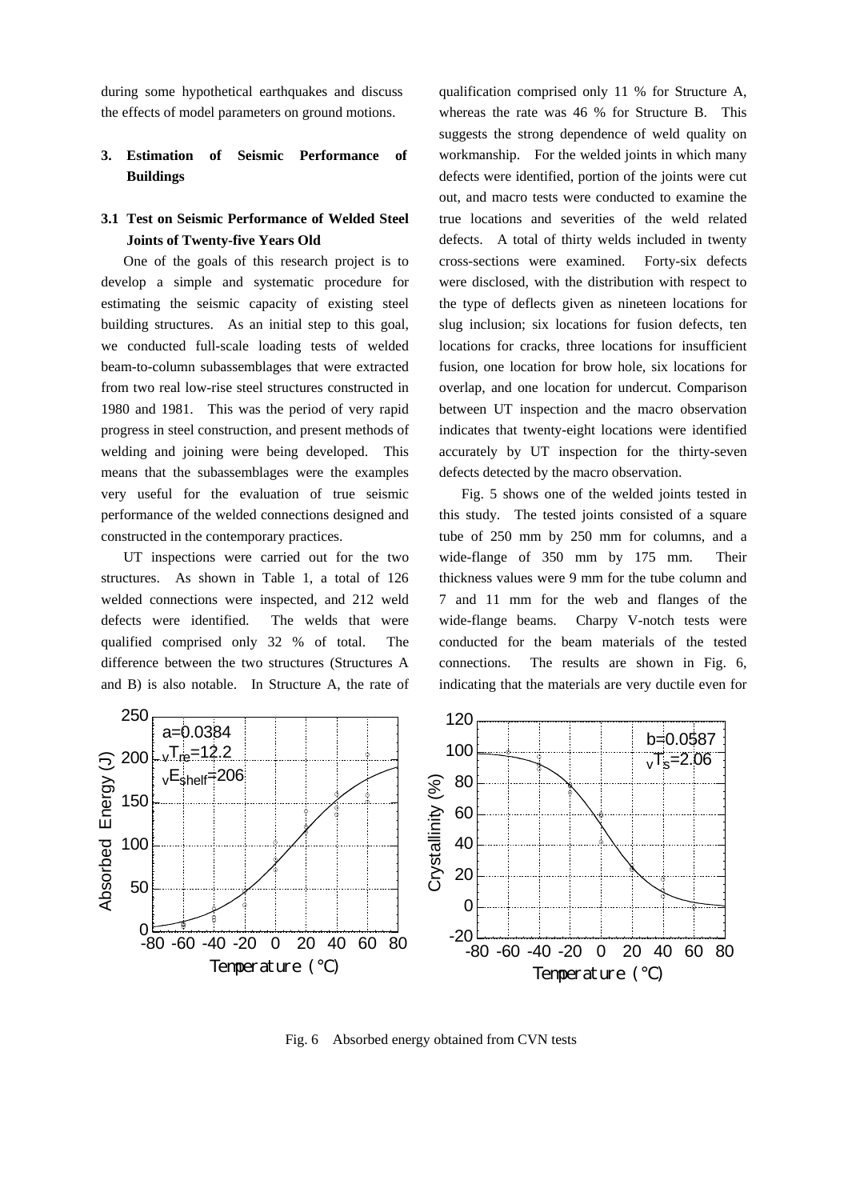during some hypothetical earthquakes and discuss the effects of model parameters on ground motions.

## 3. Estimation of Seismic Performance of Buildings

### 3.1 Test on Seismic Performance of Welded Steel Joints of Twenty-five Years Old

One of the goals of this research project is to develop a simple and systematic procedure for estimating the seismic capacity of existing steel building structures. As an initial step to this goal, we conducted full-scale loading tests of welded beam-to-column subassemblages that were extracted from two real low-rise steel structures constructed in 1980 and 1981. This was the period of very rapid progress in steel construction, and present methods of welding and joining were being developed. This means that the subassemblages were the examples very useful for the evaluation of true seismic performance of the welded connections designed and constructed in the contemporary practices.

UT inspections were carried out for the two structures. As shown in Table 1, a total of 126 welded connections were inspected, and 212 weld defects were identified. The welds that were qualified comprised only 32 % of total. The difference between the two structures (Structures A and B) is also notable. In Structure A, the rate of qualification comprised only 11 % for Structure A, whereas the rate was 46 % for Structure B. This suggests the strong dependence of weld quality on workmanship. For the welded joints in which many defects were identified, portion of the joints were cut out, and macro tests were conducted to examine the true locations and severities of the weld related defects. A total of thirty welds included in twenty cross-sections were examined. Forty-six defects were disclosed, with the distribution with respect to the type of deflects given as nineteen locations for slug inclusion; six locations for fusion defects, ten locations for cracks, three locations for insufficient fusion, one location for brow hole, six locations for overlap, and one location for undercut. Comparison between UT inspection and the macro observation indicates that twenty-eight locations were identified accurately by UT inspection for the thirty-seven defects detected by the macro observation.

Fig. 5 shows one of the welded joints tested in this study. The tested joints consisted of a square tube of 250 mm by 250 mm for columns, and a wide-flange of 350 mm by 175 mm. Their thickness values were 9 mm for the tube column and 7 and 11 mm for the web and flanges of the wide-flange beams. Charpy V-notch tests were conducted for the beam materials of the tested connections. The results are shown in Fig. 6, indicating that the materials are very ductile even for

Fig. 6 Absorbed energy obtained from CVN tests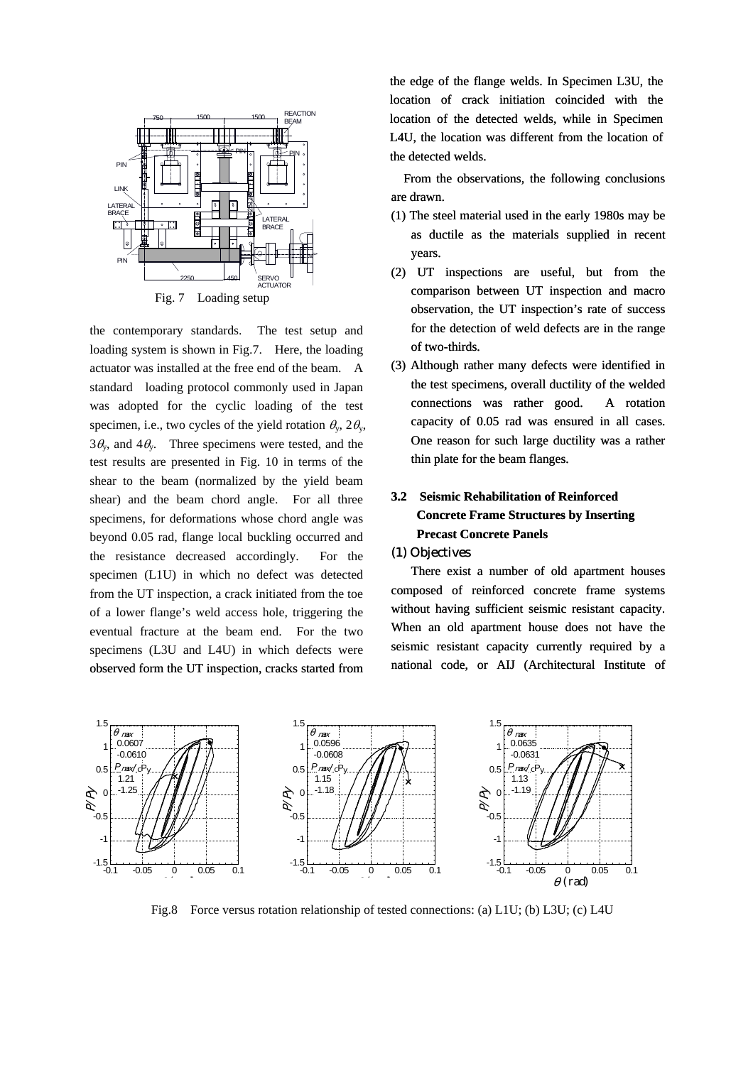Fig. 7 Loading setup

the contemporary standards. The test setup and loading system is shown in Fig.7. Here, the loading actuator was installed at the free end of the beam. A standard loading protocol commonly used in Japan was adopted for the cyclic loading of the test specimen, i.e., two cycles of the yield rotation $\theta_y$, $2\theta_y$, $3\theta_y$, and $4\theta_y$. Three specimens were tested, and the test results are presented in Fig. 10 in terms of the shear to the beam (normalized by the yield beam shear) and the beam chord angle. For all three specimens, for deformations whose chord angle was beyond 0.05 rad, flange local buckling occurred and the resistance decreased accordingly. For the specimen (L1U) in which no defect was detected from the UT inspection, a crack initiated from the toe of a lower flange's weld access hole, triggering the eventual fracture at the beam end. For the two specimens (L3U and L4U) in which defects were observed form the UT inspection, cracks started from the edge of the flange welds. In Specimen L3U, the location of crack initiation coincided with the location of the detected welds, while in Specimen L4U, the location was different from the location of the detected welds.

From the observations, the following conclusions are drawn.

(1) The steel material used in the early 1980s may be as ductile as the materials supplied in recent years.

(2) UT inspections are useful, but from the comparison between UT inspection and macro observation, the UT inspection's rate of success for the detection of weld defects are in the range of two-thirds.

(3) Although rather many defects were identified in the test specimens, overall ductility of the welded connections was rather good. A rotation capacity of 0.05 rad was ensured in all cases. One reason for such large ductility was a rather thin plate for the beam flanges.

### 3.2 Seismic Rehabilitation of Reinforced Concrete Frame Structures by Inserting Precast Concrete Panels

(1) Objectives

There exist a number of old apartment houses composed of reinforced concrete frame systems without having sufficient seismic resistant capacity. When an old apartment house does not have the seismic resistant capacity currently required by a national code, or AIJ (Architectural Institute of

Fig.8 Force versus rotation relationship of tested connections: (a) L1U; (b) L3U; (c) L4U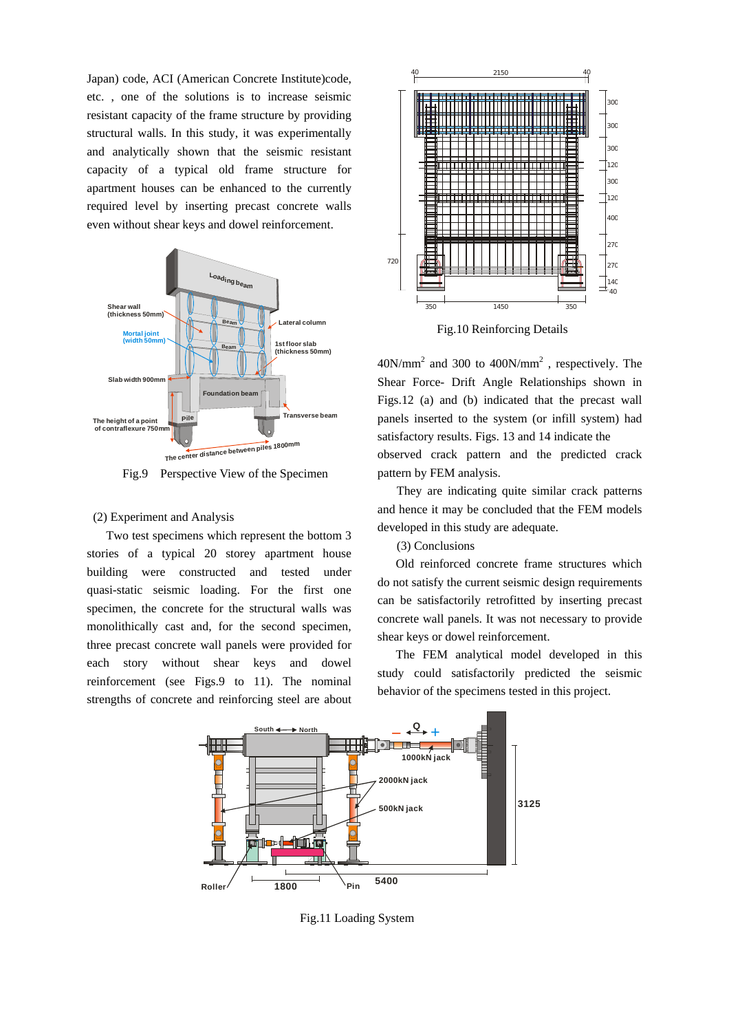Japan) code, ACI (American Concrete Institute)code, etc. , one of the solutions is to increase seismic resistant capacity of the frame structure by providing structural walls. In this study, it was experimentally and analytically shown that the seismic resistant capacity of a typical old frame structure for apartment houses can be enhanced to the currently required level by inserting precast concrete walls even without shear keys and dowel reinforcement.

Fig.9 Perspective View of the Specimen

(2) Experiment and Analysis

Two test specimens which represent the bottom 3 stories of a typical 20 storey apartment house building were constructed and tested under quasi-static seismic loading. For the first one specimen, the concrete for the structural walls was monolithically cast and, for the second specimen, three precast concrete wall panels were provided for each story without shear keys and dowel reinforcement (see Figs.9 to 11). The nominal strengths of concrete and reinforcing steel are about

Fig.10 Reinforcing Details

40N/mm$^2$ and 300 to 400N/mm$^2$ , respectively. The Shear Force- Drift Angle Relationships shown in Figs.12 (a) and (b) indicated that the precast wall panels inserted to the system (or infill system) had satisfactory results. Figs. 13 and 14 indicate the observed crack pattern and the predicted crack pattern by FEM analysis.

They are indicating quite similar crack patterns and hence it may be concluded that the FEM models developed in this study are adequate.

(3) Conclusions

Old reinforced concrete frame structures which do not satisfy the current seismic design requirements can be satisfactorily retrofitted by inserting precast concrete wall panels. It was not necessary to provide shear keys or dowel reinforcement.

The FEM analytical model developed in this study could satisfactorily predicted the seismic behavior of the specimens tested in this project.

Fig.11 Loading System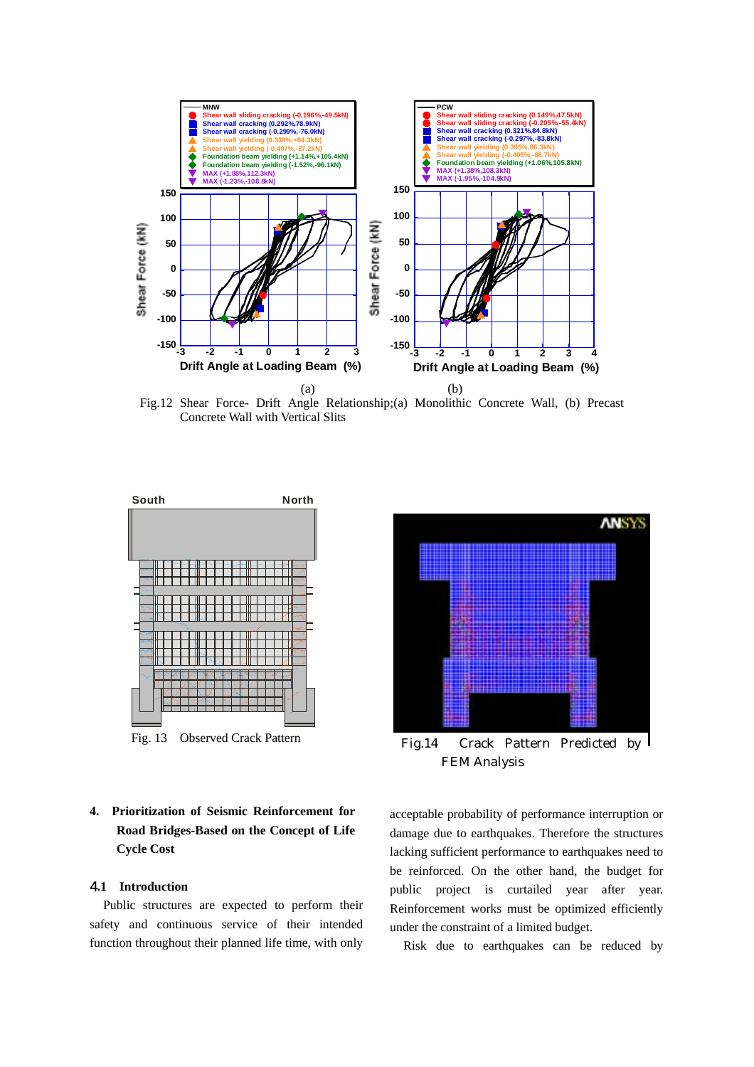Fig.12 Shear Force- Drift Angle Relationship;(a) Monolithic Concrete Wall, (b) Precast Concrete Wall with Vertical Slits

Fig. 13 Observed Crack Pattern

Fig.14 Crack Pattern Predicted by FEM Analysis

## 4. Prioritization of Seismic Reinforcement for Road Bridges-Based on the Concept of Life Cycle Cost

### 4.1 Introduction

Public structures are expected to perform their safety and continuous service of their intended function throughout their planned life time, with only acceptable probability of performance interruption or damage due to earthquakes. Therefore the structures lacking sufficient performance to earthquakes need to be reinforced. On the other hand, the budget for public project is curtailed year after year. Reinforcement works must be optimized efficiently under the constraint of a limited budget.

Risk due to earthquakes can be reduced by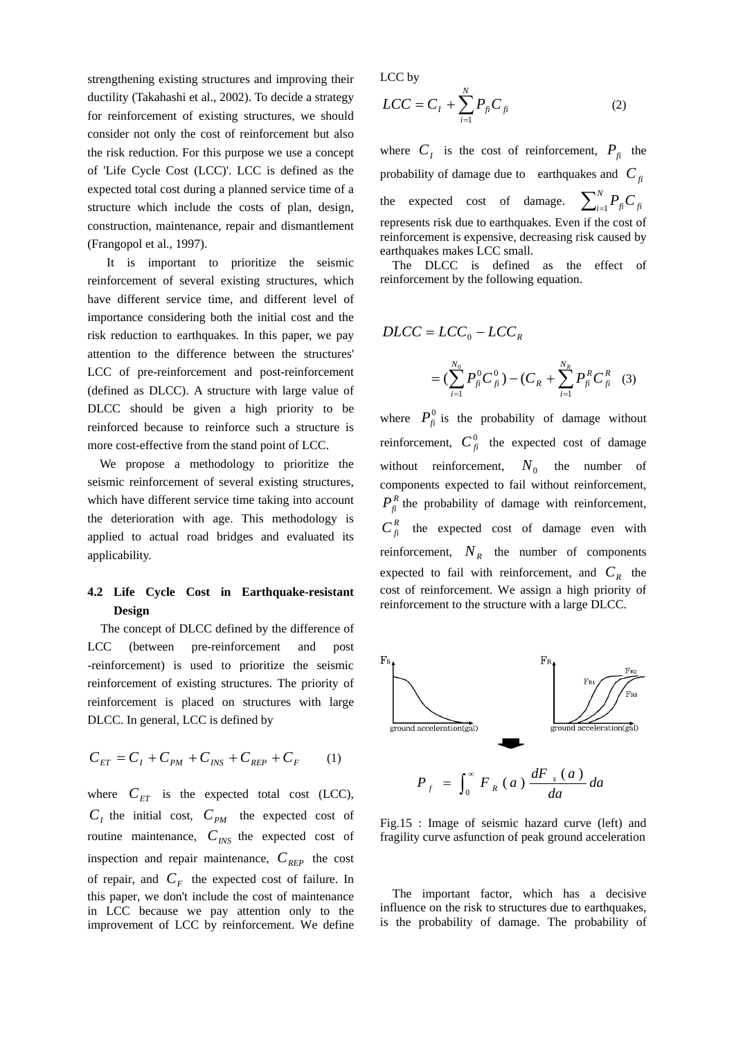strengthening existing structures and improving their ductility (Takahashi et al., 2002). To decide a strategy for reinforcement of existing structures, we should consider not only the cost of reinforcement but also the risk reduction. For this purpose we use a concept of 'Life Cycle Cost (LCC)'. LCC is defined as the expected total cost during a planned service time of a structure which include the costs of plan, design, construction, maintenance, repair and dismantlement (Frangopol et al., 1997).

It is important to prioritize the seismic reinforcement of several existing structures, which have different service time, and different level of importance considering both the initial cost and the risk reduction to earthquakes. In this paper, we pay attention to the difference between the structures' LCC of pre-reinforcement and post-reinforcement (defined as DLCC). A structure with large value of DLCC should be given a high priority to be reinforced because to reinforce such a structure is more cost-effective from the stand point of LCC.

We propose a methodology to prioritize the seismic reinforcement of several existing structures, which have different service time taking into account the deterioration with age. This methodology is applied to actual road bridges and evaluated its applicability.

### 4.2 Life Cycle Cost in Earthquake-resistant Design

The concept of DLCC defined by the difference of LCC (between pre-reinforcement and post -reinforcement) is used to prioritize the seismic reinforcement of existing structures. The priority of reinforcement is placed on structures with large DLCC. In general, LCC is defined by

$$C_{ET} = C_I + C_{PM} + C_{INS} + C_{REP} + C_F \qquad (1)$$

where $C_{ET}$ is the expected total cost (LCC), $C_I$ the initial cost, $C_{PM}$ the expected cost of routine maintenance, $C_{INS}$ the expected cost of inspection and repair maintenance, $C_{REP}$ the cost of repair, and $C_F$ the expected cost of failure. In this paper, we don't include the cost of maintenance in LCC because we pay attention only to the improvement of LCC by reinforcement. We define LCC by

$$LCC = C_I + \sum_{i=1}^{N} P_{fi} C_{fi} \qquad (2)$$

where $C_I$ is the cost of reinforcement, $P_{fi}$ the probability of damage due to earthquakes and $C_{fi}$ the expected cost of damage. $\sum_{i=1}^{N} P_{fi} C_{fi}$ represents risk due to earthquakes. Even if the cost of reinforcement is expensive, decreasing risk caused by earthquakes makes LCC small.

The DLCC is defined as the effect of reinforcement by the following equation.

$$\begin{aligned} DLCC &= LCC_0 - LCC_R \\ &= (\sum_{i=1}^{N_0} P_{fi}^0 C_{fi}^0) - (C_R + \sum_{i=1}^{N_R} P_{fi}^R C_{fi}^R) \end{aligned} \qquad (3)$$

where $P_{fi}^0$ is the probability of damage without reinforcement, $C_{fi}^0$ the expected cost of damage without reinforcement, $N_0$ the number of components expected to fail without reinforcement, $P_{fi}^R$ the probability of damage with reinforcement, $C_{fi}^R$ the expected cost of damage even with reinforcement, $N_R$ the number of components expected to fail with reinforcement, and $C_R$ the cost of reinforcement. We assign a high priority of reinforcement to the structure with a large DLCC.

$$P_f = \int_0^{\infty} F_R(a) \frac{dF_s(a)}{da} da$$

Fig.15 : Image of seismic hazard curve (left) and fragility curve asfunction of peak ground acceleration

The important factor, which has a decisive influence on the risk to structures due to earthquakes, is the probability of damage. The probability of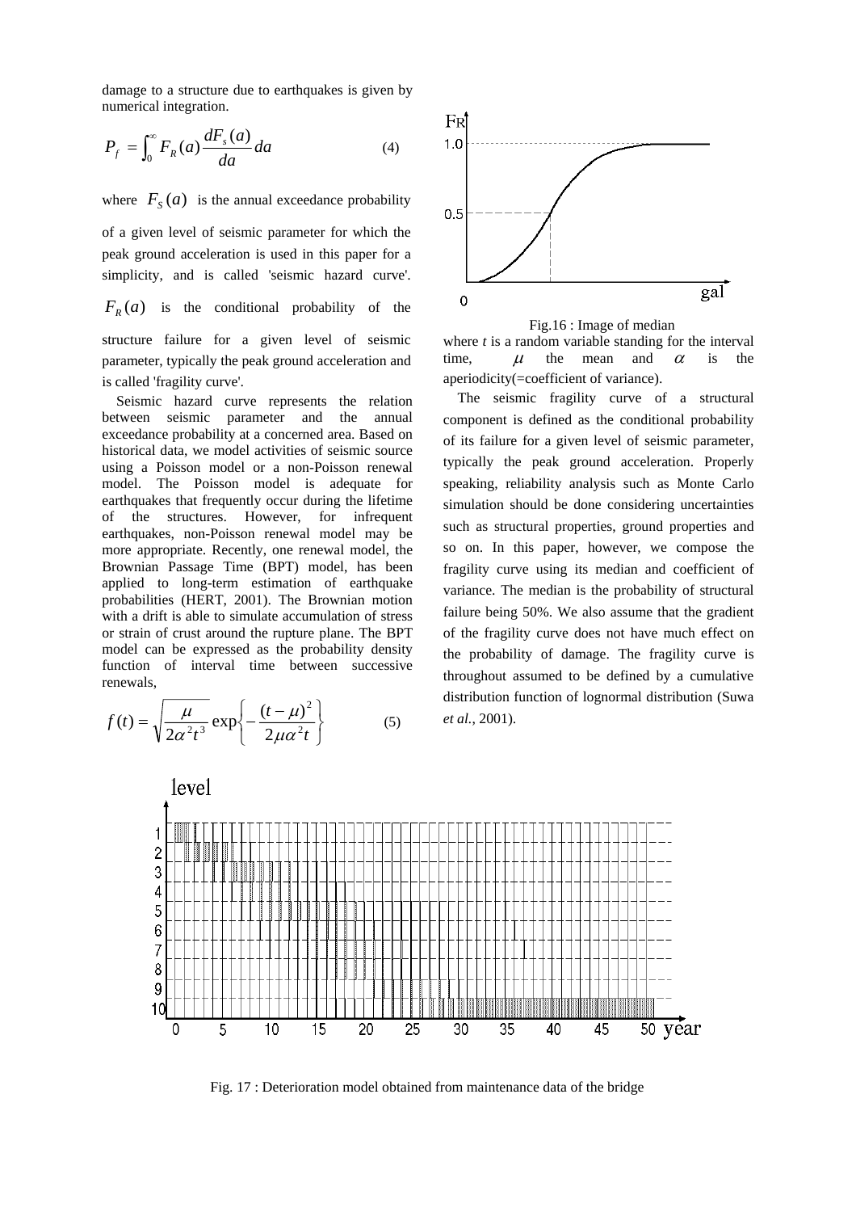damage to a structure due to earthquakes is given by numerical integration.

$$P_f = \int_0^\infty F_R(a) \frac{dF_s(a)}{da} da \tag{4}$$

where $F_S(a)$ is the annual exceedance probability of a given level of seismic parameter for which the peak ground acceleration is used in this paper for a simplicity, and is called 'seismic hazard curve'. $F_R(a)$ is the conditional probability of the structure failure for a given level of seismic parameter, typically the peak ground acceleration and is called 'fragility curve'.

Seismic hazard curve represents the relation between seismic parameter and the annual exceedance probability at a concerned area. Based on historical data, we model activities of seismic source using a Poisson model or a non-Poisson renewal model. The Poisson model is adequate for earthquakes that frequently occur during the lifetime of the structures. However, for infrequent earthquakes, non-Poisson renewal model may be more appropriate. Recently, one renewal model, the Brownian Passage Time (BPT) model, has been applied to long-term estimation of earthquake probabilities (HERT, 2001). The Brownian motion with a drift is able to simulate accumulation of stress or strain of crust around the rupture plane. The BPT model can be expressed as the probability density function of interval time between successive renewals,

$$f(t) = \sqrt{\frac{\mu}{2\alpha^2 t^3}} \exp\left\{-\frac{(t-\mu)^2}{2\mu\alpha^2 t}\right\} \tag{5}$$

Fig.16 : Image of median

where $t$ is a random variable standing for the interval time, $\mu$ the mean and $\alpha$ is the aperiodicity(=coefficient of variance).

The seismic fragility curve of a structural component is defined as the conditional probability of its failure for a given level of seismic parameter, typically the peak ground acceleration. Properly speaking, reliability analysis such as Monte Carlo simulation should be done considering uncertainties such as structural properties, ground properties and so on. In this paper, however, we compose the fragility curve using its median and coefficient of variance. The median is the probability of structural failure being 50%. We also assume that the gradient of the fragility curve does not have much effect on the probability of damage. The fragility curve is throughout assumed to be defined by a cumulative distribution function of lognormal distribution (Suwa *et al.*, 2001).

Fig. 17 : Deterioration model obtained from maintenance data of the bridge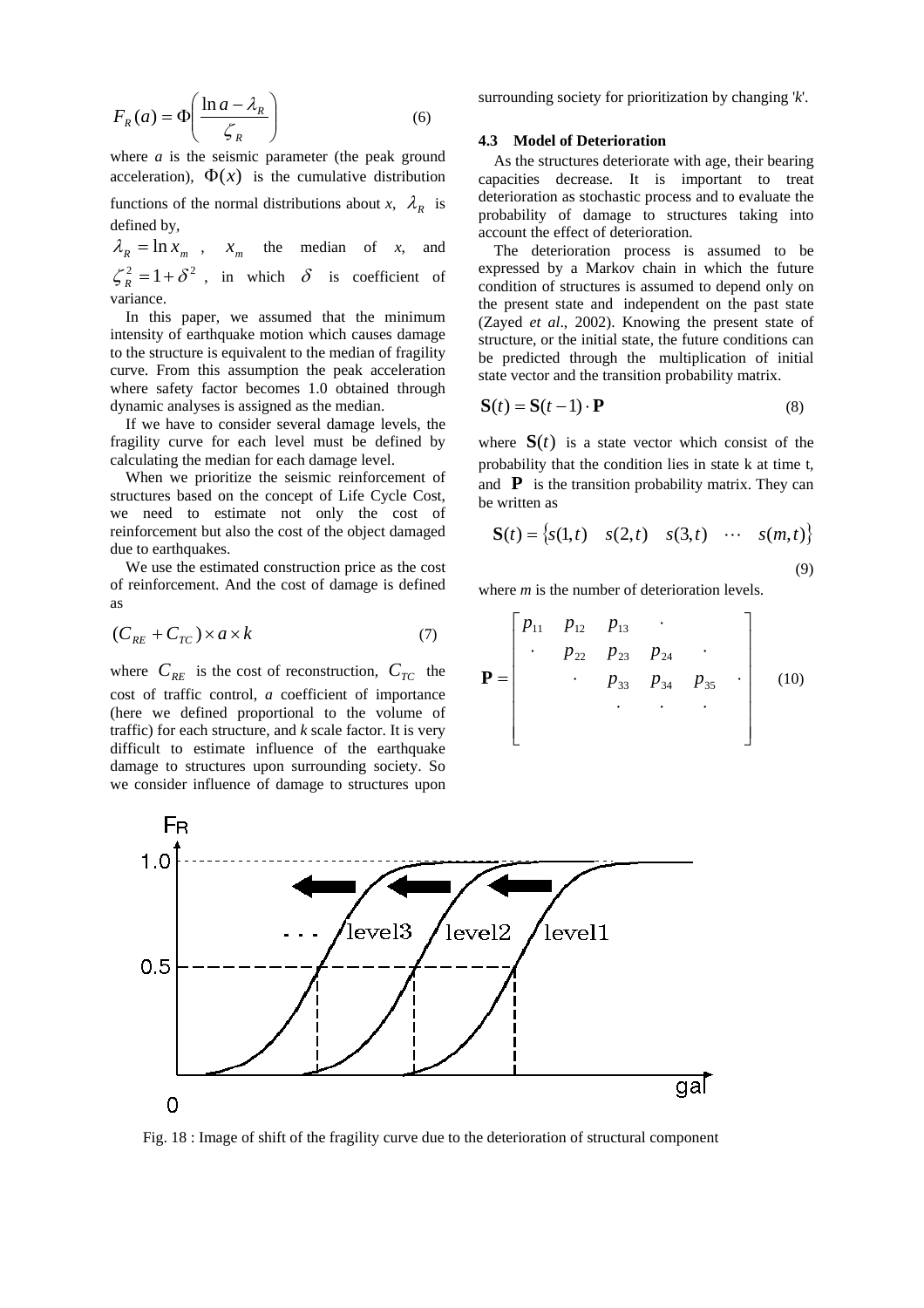$$F_R(a) = \Phi\left(\frac{\ln a - \lambda_R}{\zeta_R}\right) \tag{6}$$

where $a$ is the seismic parameter (the peak ground acceleration), $\Phi(x)$ is the cumulative distribution functions of the normal distributions about $x$, $\lambda_R$ is defined by,

$\lambda_R = \ln x_m$ , $x_m$ the median of $x$, and $\zeta_R^2 = 1 + \delta^2$ , in which $\delta$ is coefficient of variance.

In this paper, we assumed that the minimum intensity of earthquake motion which causes damage to the structure is equivalent to the median of fragility curve. From this assumption the peak acceleration where safety factor becomes 1.0 obtained through dynamic analyses is assigned as the median.

If we have to consider several damage levels, the fragility curve for each level must be defined by calculating the median for each damage level.

When we prioritize the seismic reinforcement of structures based on the concept of Life Cycle Cost, we need to estimate not only the cost of reinforcement but also the cost of the object damaged due to earthquakes.

We use the estimated construction price as the cost of reinforcement. And the cost of damage is defined as

$$(C_{RE} + C_{TC}) \times a \times k \tag{7}$$

where $C_{RE}$ is the cost of reconstruction, $C_{TC}$ the cost of traffic control, $a$ coefficient of importance (here we defined proportional to the volume of traffic) for each structure, and $k$ scale factor. It is very difficult to estimate influence of the earthquake damage to structures upon surrounding society. So we consider influence of damage to structures upon surrounding society for prioritization by changing '$k$'.

### 4.3 Model of Deterioration

As the structures deteriorate with age, their bearing capacities decrease. It is important to treat deterioration as stochastic process and to evaluate the probability of damage to structures taking into account the effect of deterioration.

The deterioration process is assumed to be expressed by a Markov chain in which the future condition of structures is assumed to depend only on the present state and independent on the past state (Zayed *et al*., 2002). Knowing the present state of structure, or the initial state, the future conditions can be predicted through the multiplication of initial state vector and the transition probability matrix.

$$\mathbf{S}(t) = \mathbf{S}(t-1) \cdot \mathbf{P} \tag{8}$$

where $\mathbf{S}(t)$ is a state vector which consist of the probability that the condition lies in state k at time t, and $\mathbf{P}$ is the transition probability matrix. They can be written as

$$\mathbf{S}(t) = \{s(1,t) \quad s(2,t) \quad s(3,t) \quad \cdots \quad s(m,t)\} \tag{9}$$

where $m$ is the number of deterioration levels.

$$\mathbf{P} = \begin{bmatrix} p_{11} & p_{12} & p_{13} & \cdot & & \\ \cdot & p_{22} & p_{23} & p_{24} & \cdot & \\ & \cdot & p_{33} & p_{34} & p_{35} & \cdot \\ & & \cdot & \cdot & \cdot & \\ & & & & & \end{bmatrix} \tag{10}$$

Fig. 18 : Image of shift of the fragility curve due to the deterioration of structural component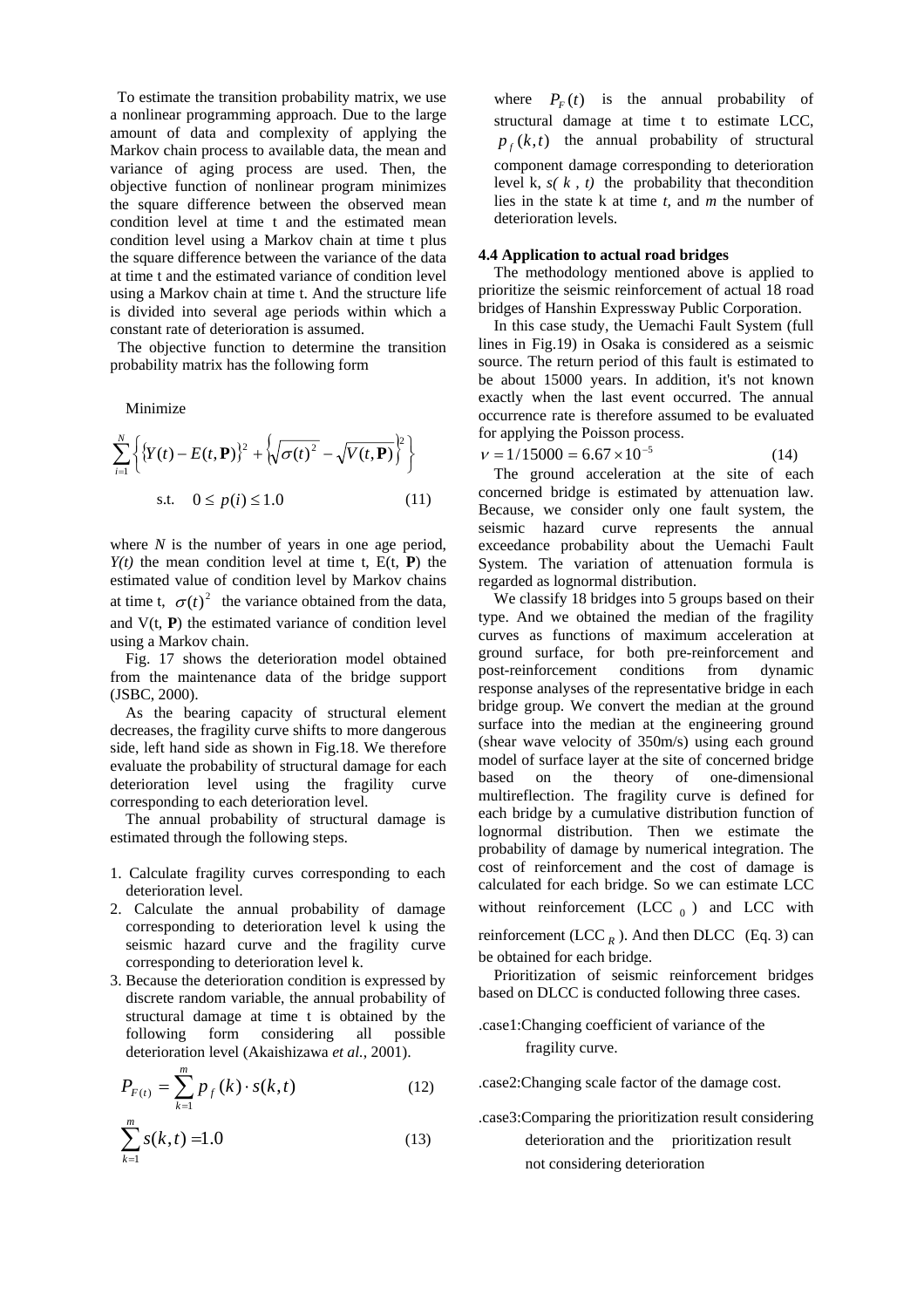To estimate the transition probability matrix, we use a nonlinear programming approach. Due to the large amount of data and complexity of applying the Markov chain process to available data, the mean and variance of aging process are used. Then, the objective function of nonlinear program minimizes the square difference between the observed mean condition level at time t and the estimated mean condition level using a Markov chain at time t plus the square difference between the variance of the data at time t and the estimated variance of condition level using a Markov chain at time t. And the structure life is divided into several age periods within which a constant rate of deterioration is assumed.

The objective function to determine the transition probability matrix has the following form

Minimize

$$\sum_{i=1}^{N}\left\{\{Y(t)-E(t,\mathbf{P})\}^2+\left\{\sqrt{\sigma(t)^2}-\sqrt{V(t,\mathbf{P})}\right\}^2\right\}$$

$$\text{s.t.}\quad 0\le p(i)\le 1.0 \tag{11}$$

where $N$ is the number of years in one age period, $Y(t)$ the mean condition level at time t, E(t, **P**) the estimated value of condition level by Markov chains at time t, $\sigma(t)^2$ the variance obtained from the data, and V(t, **P**) the estimated variance of condition level using a Markov chain.

Fig. 17 shows the deterioration model obtained from the maintenance data of the bridge support (JSBC, 2000).

As the bearing capacity of structural element decreases, the fragility curve shifts to more dangerous side, left hand side as shown in Fig.18. We therefore evaluate the probability of structural damage for each deterioration level using the fragility curve corresponding to each deterioration level.

The annual probability of structural damage is estimated through the following steps.

1. Calculate fragility curves corresponding to each deterioration level.
2. Calculate the annual probability of damage corresponding to deterioration level k using the seismic hazard curve and the fragility curve corresponding to deterioration level k.
3. Because the deterioration condition is expressed by discrete random variable, the annual probability of structural damage at time t is obtained by the following form considering all possible deterioration level (Akaishizawa *et al.*, 2001).

$$P_{F(t)}=\sum_{k=1}^{m}p_f(k)\cdot s(k,t) \tag{12}$$

$$\sum_{k=1}^{m}s(k,t)=1.0 \tag{13}$$

where $P_F(t)$ is the annual probability of structural damage at time t to estimate LCC, $p_f(k,t)$ the annual probability of structural component damage corresponding to deterioration level k, $s(k,t)$ the probability that thecondition lies in the state k at time $t$, and $m$ the number of deterioration levels.

### 4.4 Application to actual road bridges

The methodology mentioned above is applied to prioritize the seismic reinforcement of actual 18 road bridges of Hanshin Expressway Public Corporation.

In this case study, the Uemachi Fault System (full lines in Fig.19) in Osaka is considered as a seismic source. The return period of this fault is estimated to be about 15000 years. In addition, it's not known exactly when the last event occurred. The annual occurrence rate is therefore assumed to be evaluated for applying the Poisson process.

$$\nu = 1/15000 = 6.67\times 10^{-5} \tag{14}$$

The ground acceleration at the site of each concerned bridge is estimated by attenuation law. Because, we consider only one fault system, the seismic hazard curve represents the annual exceedance probability about the Uemachi Fault System. The variation of attenuation formula is regarded as lognormal distribution.

We classify 18 bridges into 5 groups based on their type. And we obtained the median of the fragility curves as functions of maximum acceleration at ground surface, for both pre-reinforcement and post-reinforcement conditions from dynamic response analyses of the representative bridge in each bridge group. We convert the median at the ground surface into the median at the engineering ground (shear wave velocity of 350m/s) using each ground model of surface layer at the site of concerned bridge based on the theory of one-dimensional multireflection. The fragility curve is defined for each bridge by a cumulative distribution function of lognormal distribution. Then we estimate the probability of damage by numerical integration. The cost of reinforcement and the cost of damage is calculated for each bridge. So we can estimate LCC without reinforcement (LCC $_0$) and LCC with reinforcement (LCC $_R$). And then DLCC (Eq. 3) can be obtained for each bridge.

Prioritization of seismic reinforcement bridges based on DLCC is conducted following three cases.

.case1:Changing coefficient of variance of the fragility curve.

.case2:Changing scale factor of the damage cost.

.case3:Comparing the prioritization result considering deterioration and the prioritization result not considering deterioration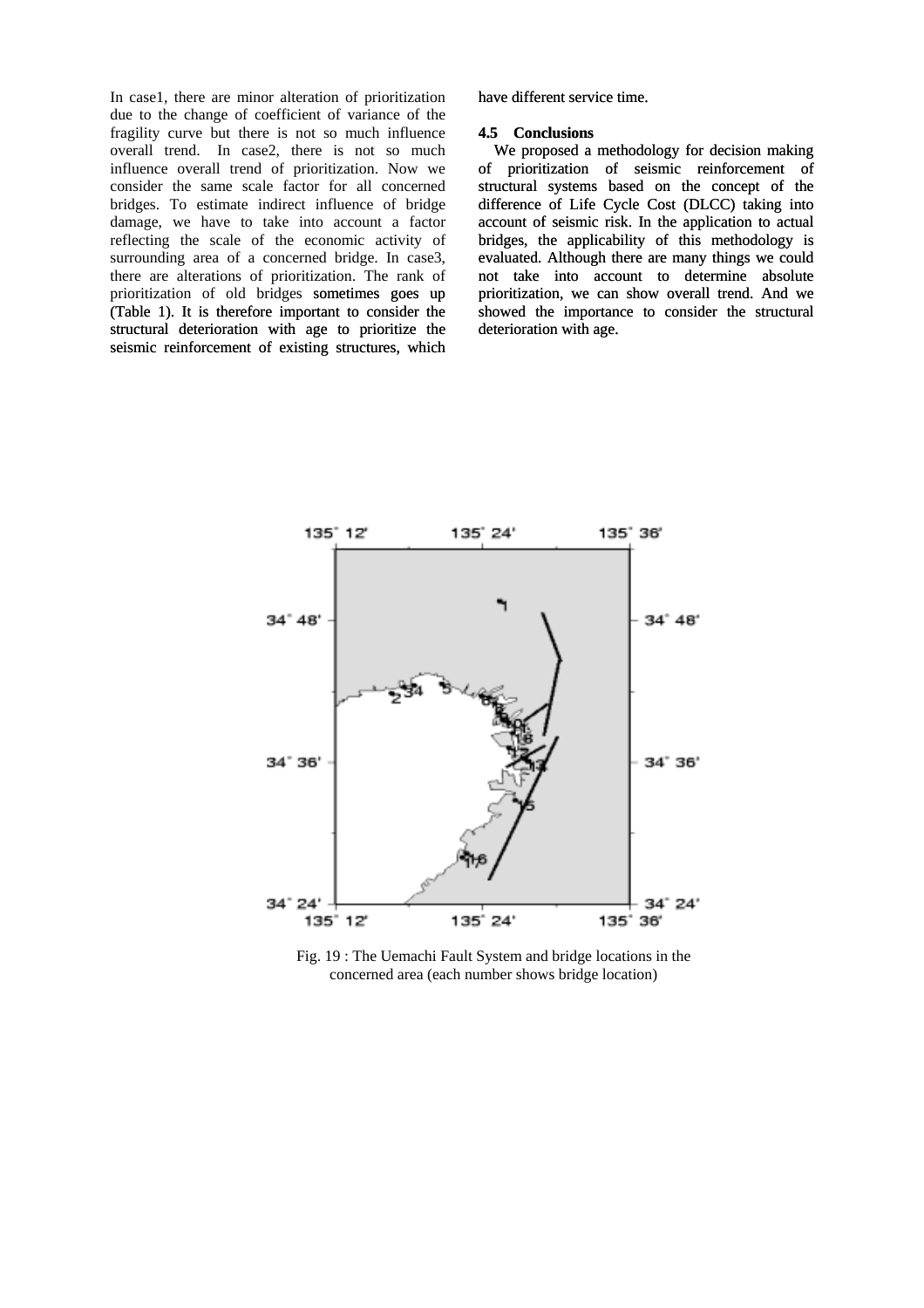In case1, there are minor alteration of prioritization due to the change of coefficient of variance of the fragility curve but there is not so much influence overall trend. In case2, there is not so much influence overall trend of prioritization. Now we consider the same scale factor for all concerned bridges. To estimate indirect influence of bridge damage, we have to take into account a factor reflecting the scale of the economic activity of surrounding area of a concerned bridge. In case3, there are alterations of prioritization. The rank of prioritization of old bridges sometimes goes up (Table 1). It is therefore important to consider the structural deterioration with age to prioritize the seismic reinforcement of existing structures, which have different service time.

### 4.5 Conclusions

We proposed a methodology for decision making of prioritization of seismic reinforcement of structural systems based on the concept of the difference of Life Cycle Cost (DLCC) taking into account of seismic risk. In the application to actual bridges, the applicability of this methodology is evaluated. Although there are many things we could not take into account to determine absolute prioritization, we can show overall trend. And we showed the importance to consider the structural deterioration with age.

Fig. 19 : The Uemachi Fault System and bridge locations in the concerned area (each number shows bridge location)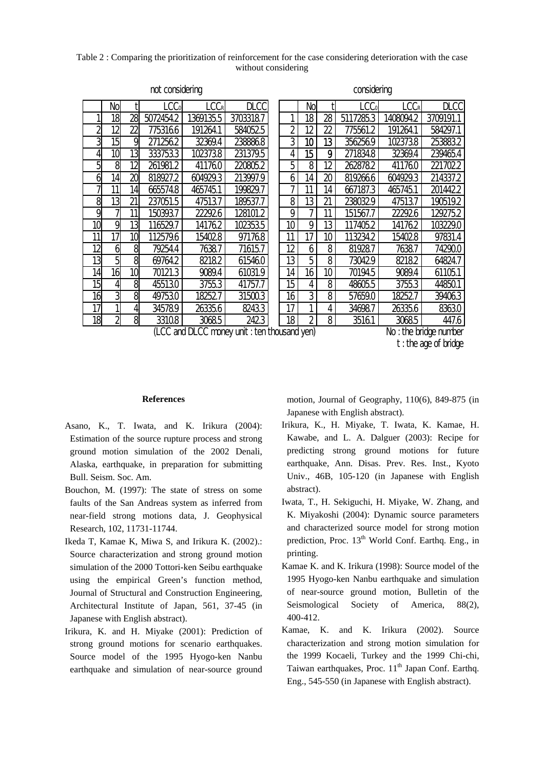Table 2 : Comparing the prioritization of reinforcement for the case considering deterioration with the case without considering

| not considering | | | | | | considering | | | | | |
|---|---|---|---|---|---|---|---|---|---|---|---|
| | No | t | $LCC_0$ | $LCC_R$ | DLCC | | No | t | $LCC_0$ | $LCC_R$ | DLCC |
| 1 | 18 | 28 | 5072454.2 | 1369135.5 | 3703318.7 | 1 | 18 | 28 | 5117285.3 | 1408094.2 | 3709191.1 |
| 2 | 12 | 22 | 775316.6 | 191264.1 | 584052.5 | 2 | 12 | 22 | 775561.2 | 191264.1 | 584297.1 |
| 3 | 15 | 9 | 271256.2 | 32369.4 | 238886.8 | 3 | 10 | 13 | 356256.9 | 102373.8 | 253883.2 |
| 4 | 10 | 13 | 333753.3 | 102373.8 | 231379.5 | 4 | 15 | 9 | 271834.8 | 32369.4 | 239465.4 |
| 5 | 8 | 12 | 261981.2 | 41176.0 | 220805.2 | 5 | 8 | 12 | 262878.2 | 41176.0 | 221702.2 |
| 6 | 14 | 20 | 818927.2 | 604929.3 | 213997.9 | 6 | 14 | 20 | 819266.6 | 604929.3 | 214337.2 |
| 7 | 11 | 14 | 665574.8 | 465745.1 | 199829.7 | 7 | 11 | 14 | 667187.3 | 465745.1 | 201442.2 |
| 8 | 13 | 21 | 237051.5 | 47513.7 | 189537.7 | 8 | 13 | 21 | 238032.9 | 47513.7 | 190519.2 |
| 9 | 7 | 11 | 150393.7 | 22292.6 | 128101.2 | 9 | 7 | 11 | 151567.7 | 22292.6 | 129275.2 |
| 10 | 9 | 13 | 116529.7 | 14176.2 | 102353.5 | 10 | 9 | 13 | 117405.2 | 14176.2 | 103229.0 |
| 11 | 17 | 10 | 112579.6 | 15402.8 | 97176.8 | 11 | 17 | 10 | 113234.2 | 15402.8 | 97831.4 |
| 12 | 6 | 8 | 79254.4 | 7638.7 | 71615.7 | 12 | 6 | 8 | 81928.7 | 7638.7 | 74290.0 |
| 13 | 5 | 8 | 69764.2 | 8218.2 | 61546.0 | 13 | 5 | 8 | 73042.9 | 8218.2 | 64824.7 |
| 14 | 16 | 10 | 70121.3 | 9089.4 | 61031.9 | 14 | 16 | 10 | 70194.5 | 9089.4 | 61105.1 |
| 15 | 4 | 8 | 45513.0 | 3755.3 | 41757.7 | 15 | 4 | 8 | 48605.5 | 3755.3 | 44850.1 |
| 16 | 3 | 8 | 49753.0 | 18252.7 | 31500.3 | 16 | 3 | 8 | 57659.0 | 18252.7 | 39406.3 |
| 17 | 1 | 4 | 34578.9 | 26335.6 | 8243.3 | 17 | 1 | 4 | 34698.7 | 26335.6 | 8363.0 |
| 18 | 2 | 8 | 3310.8 | 3068.5 | 242.3 | 18 | 2 | 8 | 3516.1 | 3068.5 | 447.6 |

(LCC and DLCC money unit : ten thousand yen)

No : the bridge number

t : the age of bridge

## References

Asano, K., T. Iwata, and K. Irikura (2004): Estimation of the source rupture process and strong ground motion simulation of the 2002 Denali, Alaska, earthquake, in preparation for submitting Bull. Seism. Soc. Am.

Bouchon, M. (1997): The state of stress on some faults of the San Andreas system as inferred from near-field strong motions data, J. Geophysical Research, 102, 11731-11744.

Ikeda T, Kamae K, Miwa S, and Irikura K. (2002).: Source characterization and strong ground motion simulation of the 2000 Tottori-ken Seibu earthquake using the empirical Green's function method, Journal of Structural and Construction Engineering, Architectural Institute of Japan, 561, 37-45 (in Japanese with English abstract).

Irikura, K. and H. Miyake (2001): Prediction of strong ground motions for scenario earthquakes. Source model of the 1995 Hyogo-ken Nanbu earthquake and simulation of near-source ground motion, Journal of Geography, 110(6), 849-875 (in Japanese with English abstract).

Irikura, K., H. Miyake, T. Iwata, K. Kamae, H. Kawabe, and L. A. Dalguer (2003): Recipe for predicting strong ground motions for future earthquake, Ann. Disas. Prev. Res. Inst., Kyoto Univ., 46B, 105-120 (in Japanese with English abstract).

Iwata, T., H. Sekiguchi, H. Miyake, W. Zhang, and K. Miyakoshi (2004): Dynamic source parameters and characterized source model for strong motion prediction, Proc. 13th World Conf. Earthq. Eng., in printing.

Kamae K. and K. Irikura (1998): Source model of the 1995 Hyogo-ken Nanbu earthquake and simulation of near-source ground motion, Bulletin of the Seismological Society of America, 88(2), 400-412.

Kamae, K. and K. Irikura (2002). Source characterization and strong motion simulation for the 1999 Kocaeli, Turkey and the 1999 Chi-chi, Taiwan earthquakes, Proc. 11th Japan Conf. Earthq. Eng., 545-550 (in Japanese with English abstract).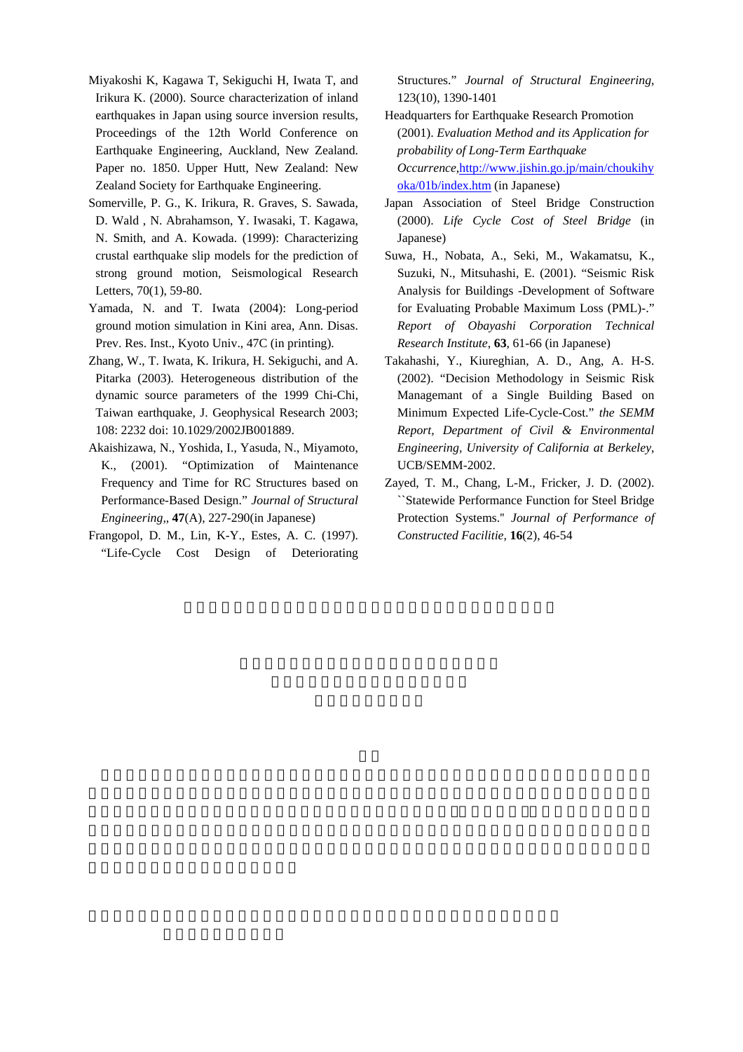Miyakoshi K, Kagawa T, Sekiguchi H, Iwata T, and Irikura K. (2000). Source characterization of inland earthquakes in Japan using source inversion results, Proceedings of the 12th World Conference on Earthquake Engineering, Auckland, New Zealand. Paper no. 1850. Upper Hutt, New Zealand: New Zealand Society for Earthquake Engineering.

Somerville, P. G., K. Irikura, R. Graves, S. Sawada, D. Wald , N. Abrahamson, Y. Iwasaki, T. Kagawa, N. Smith, and A. Kowada. (1999): Characterizing crustal earthquake slip models for the prediction of strong ground motion, Seismological Research Letters, 70(1), 59-80.

Yamada, N. and T. Iwata (2004): Long-period ground motion simulation in Kini area, Ann. Disas. Prev. Res. Inst., Kyoto Univ., 47C (in printing).

Zhang, W., T. Iwata, K. Irikura, H. Sekiguchi, and A. Pitarka (2003). Heterogeneous distribution of the dynamic source parameters of the 1999 Chi-Chi, Taiwan earthquake, J. Geophysical Research 2003; 108: 2232 doi: 10.1029/2002JB001889.

Akaishizawa, N., Yoshida, I., Yasuda, N., Miyamoto, K., (2001). "Optimization of Maintenance Frequency and Time for RC Structures based on Performance-Based Design." *Journal of Structural Engineering*,, **47**(A), 227-290(in Japanese)

Frangopol, D. M., Lin, K-Y., Estes, A. C. (1997). "Life-Cycle Cost Design of Deteriorating Structures." *Journal of Structural Engineering*, 123(10), 1390-1401

Headquarters for Earthquake Research Promotion (2001). *Evaluation Method and its Application for probability of Long-Term Earthquake Occurrence*,http://www.jishin.go.jp/main/choukihyoka/01b/index.htm (in Japanese)

Japan Association of Steel Bridge Construction (2000). *Life Cycle Cost of Steel Bridge* (in Japanese)

Suwa, H., Nobata, A., Seki, M., Wakamatsu, K., Suzuki, N., Mitsuhashi, E. (2001). "Seismic Risk Analysis for Buildings -Development of Software for Evaluating Probable Maximum Loss (PML)-." *Report of Obayashi Corporation Technical Research Institute*, **63**, 61-66 (in Japanese)

Takahashi, Y., Kiureghian, A. D., Ang, A. H-S. (2002). "Decision Methodology in Seismic Risk Managemant of a Single Building Based on Minimum Expected Life-Cycle-Cost." *the SEMM Report, Department of Civil & Environmental Engineering, University of California at Berkeley*, UCB/SEMM-2002.

Zayed, T. M., Chang, L-M., Fricker, J. D. (2002). ``Statewide Performance Function for Steel Bridge Protection Systems.'' *Journal of Performance of Constructed Facilitie*, **16**(2), 46-54